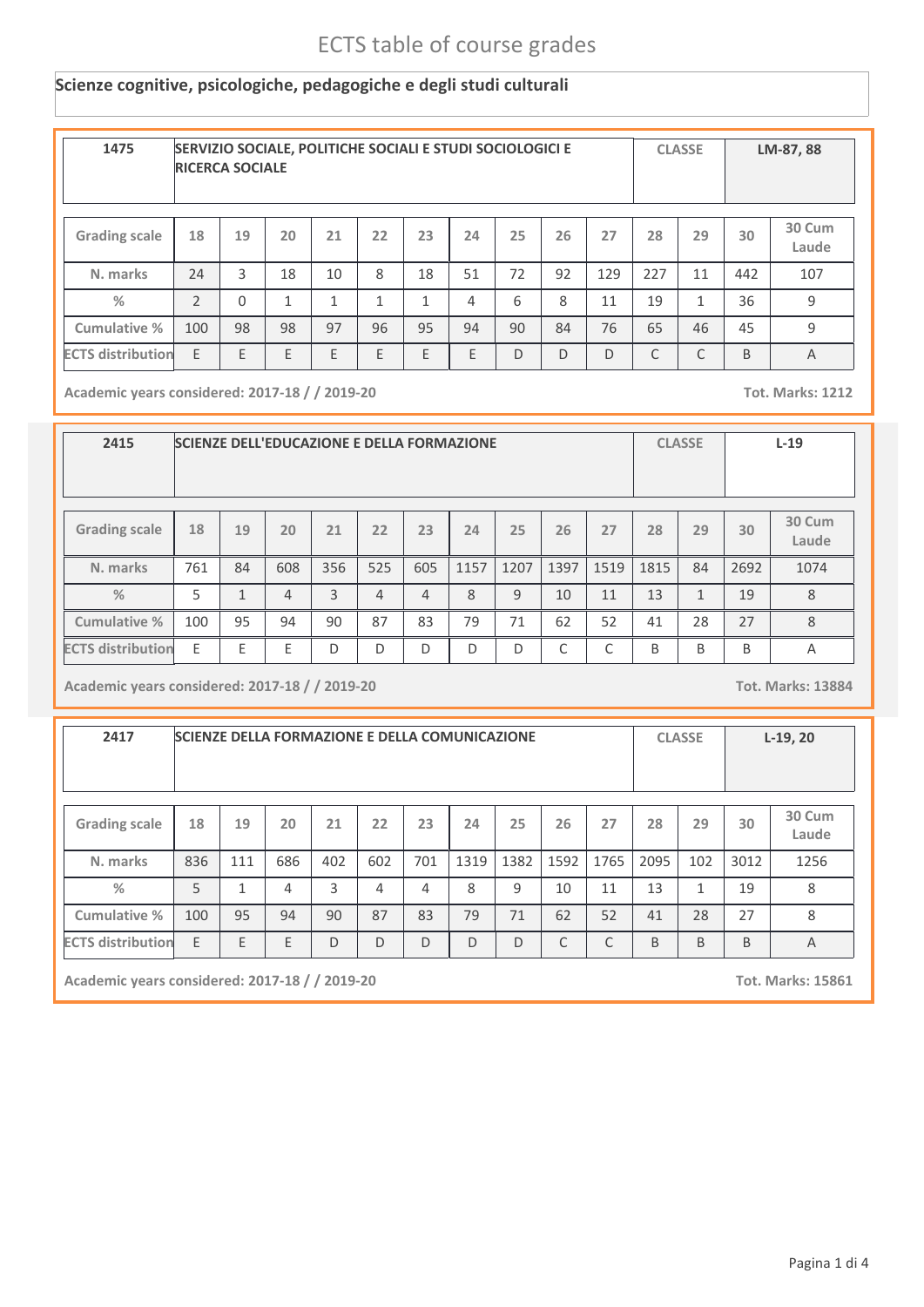# ECTS table of course grades

## Scienze cognitive, psicologiche, pedagogiche e degli studi culturali

| 1475 | SERVIZIO SOCIALE, POLITICHE SOCIALI E STUDI SOCIOLOGICI E RICERCA SOCIALE | CLASSE | LM-87, 88 |
|---|---|---|---|

| Grading scale | 18 | 19 | 20 | 21 | 22 | 23 | 24 | 25 | 26 | 27 | 28 | 29 | 30 | 30 Cum Laude |
|---|---|---|---|---|---|---|---|---|---|---|---|---|---|---|
| N. marks | 24 | 3 | 18 | 10 | 8 | 18 | 51 | 72 | 92 | 129 | 227 | 11 | 442 | 107 |
| % | 2 | 0 | 1 | 1 | 1 | 1 | 4 | 6 | 8 | 11 | 19 | 1 | 36 | 9 |
| Cumulative % | 100 | 98 | 98 | 97 | 96 | 95 | 94 | 90 | 84 | 76 | 65 | 46 | 45 | 9 |
| ECTS distribution | E | E | E | E | E | E | E | D | D | D | C | C | B | A |

Academic years considered: 2017-18 / / 2019-20 — Tot. Marks: 1212

| 2415 | SCIENZE DELL'EDUCAZIONE E DELLA FORMAZIONE | CLASSE | L-19 |
|---|---|---|---|

| Grading scale | 18 | 19 | 20 | 21 | 22 | 23 | 24 | 25 | 26 | 27 | 28 | 29 | 30 | 30 Cum Laude |
|---|---|---|---|---|---|---|---|---|---|---|---|---|---|---|
| N. marks | 761 | 84 | 608 | 356 | 525 | 605 | 1157 | 1207 | 1397 | 1519 | 1815 | 84 | 2692 | 1074 |
| % | 5 | 1 | 4 | 3 | 4 | 4 | 8 | 9 | 10 | 11 | 13 | 1 | 19 | 8 |
| Cumulative % | 100 | 95 | 94 | 90 | 87 | 83 | 79 | 71 | 62 | 52 | 41 | 28 | 27 | 8 |
| ECTS distribution | E | E | E | D | D | D | D | D | C | C | B | B | B | A |

Academic years considered: 2017-18 / / 2019-20 — Tot. Marks: 13884

| 2417 | SCIENZE DELLA FORMAZIONE E DELLA COMUNICAZIONE | CLASSE | L-19, 20 |
|---|---|---|---|

| Grading scale | 18 | 19 | 20 | 21 | 22 | 23 | 24 | 25 | 26 | 27 | 28 | 29 | 30 | 30 Cum Laude |
|---|---|---|---|---|---|---|---|---|---|---|---|---|---|---|
| N. marks | 836 | 111 | 686 | 402 | 602 | 701 | 1319 | 1382 | 1592 | 1765 | 2095 | 102 | 3012 | 1256 |
| % | 5 | 1 | 4 | 3 | 4 | 4 | 8 | 9 | 10 | 11 | 13 | 1 | 19 | 8 |
| Cumulative % | 100 | 95 | 94 | 90 | 87 | 83 | 79 | 71 | 62 | 52 | 41 | 28 | 27 | 8 |
| ECTS distribution | E | E | E | D | D | D | D | D | C | C | B | B | B | A |

Academic years considered: 2017-18 / / 2019-20 — Tot. Marks: 15861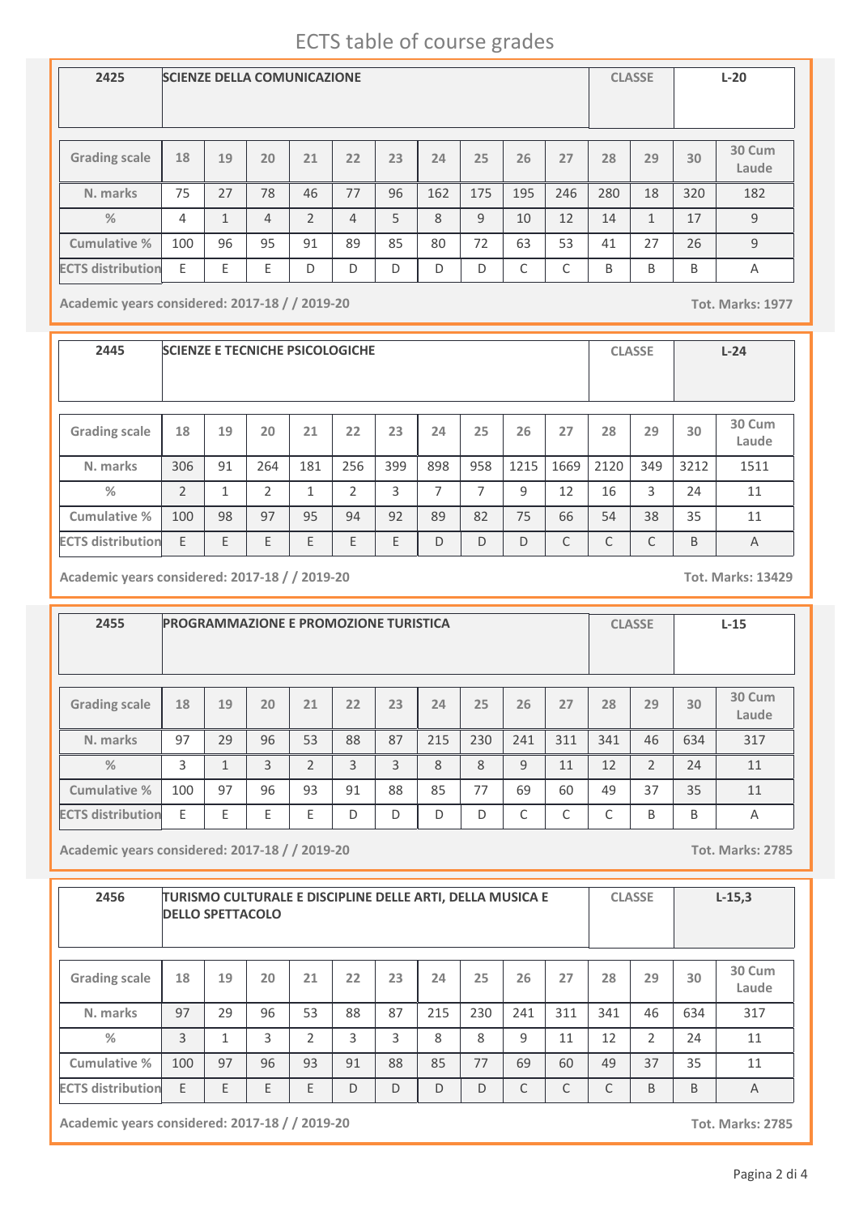# ECTS table of course grades

| 2425 | SCIENZE DELLA COMUNICAZIONE | | | | | | | | | | CLASSE | | L-20 |
|---|---|---|---|---|---|---|---|---|---|---|---|---|---|
| **Grading scale** | **18** | **19** | **20** | **21** | **22** | **23** | **24** | **25** | **26** | **27** | **28** | **29** | **30** | **30 Cum Laude** |
| **N. marks** | 75 | 27 | 78 | 46 | 77 | 96 | 162 | 175 | 195 | 246 | 280 | 18 | 320 | 182 |
| **%** | 4 | 1 | 4 | 2 | 4 | 5 | 8 | 9 | 10 | 12 | 14 | 1 | 17 | 9 |
| **Cumulative %** | 100 | 96 | 95 | 91 | 89 | 85 | 80 | 72 | 63 | 53 | 41 | 27 | 26 | 9 |
| **ECTS distribution** | E | E | E | D | D | D | D | D | C | C | B | B | B | A |

**Academic years considered: 2017-18 / / 2019-20** — **Tot. Marks: 1977**

| 2445 | SCIENZE E TECNICHE PSICOLOGICHE | | | | | | | | | | CLASSE | | L-24 |
|---|---|---|---|---|---|---|---|---|---|---|---|---|---|
| **Grading scale** | **18** | **19** | **20** | **21** | **22** | **23** | **24** | **25** | **26** | **27** | **28** | **29** | **30** | **30 Cum Laude** |
| **N. marks** | 306 | 91 | 264 | 181 | 256 | 399 | 898 | 958 | 1215 | 1669 | 2120 | 349 | 3212 | 1511 |
| **%** | 2 | 1 | 2 | 1 | 2 | 3 | 7 | 7 | 9 | 12 | 16 | 3 | 24 | 11 |
| **Cumulative %** | 100 | 98 | 97 | 95 | 94 | 92 | 89 | 82 | 75 | 66 | 54 | 38 | 35 | 11 |
| **ECTS distribution** | E | E | E | E | E | E | D | D | D | C | C | C | B | A |

**Academic years considered: 2017-18 / / 2019-20** — **Tot. Marks: 13429**

| 2455 | PROGRAMMAZIONE E PROMOZIONE TURISTICA | | | | | | | | | | CLASSE | | L-15 |
|---|---|---|---|---|---|---|---|---|---|---|---|---|---|
| **Grading scale** | **18** | **19** | **20** | **21** | **22** | **23** | **24** | **25** | **26** | **27** | **28** | **29** | **30** | **30 Cum Laude** |
| **N. marks** | 97 | 29 | 96 | 53 | 88 | 87 | 215 | 230 | 241 | 311 | 341 | 46 | 634 | 317 |
| **%** | 3 | 1 | 3 | 2 | 3 | 3 | 8 | 8 | 9 | 11 | 12 | 2 | 24 | 11 |
| **Cumulative %** | 100 | 97 | 96 | 93 | 91 | 88 | 85 | 77 | 69 | 60 | 49 | 37 | 35 | 11 |
| **ECTS distribution** | E | E | E | E | D | D | D | D | C | C | C | B | B | A |

**Academic years considered: 2017-18 / / 2019-20** — **Tot. Marks: 2785**

| 2456 | TURISMO CULTURALE E DISCIPLINE DELLE ARTI, DELLA MUSICA E DELLO SPETTACOLO | | | | | | | | | | CLASSE | | L-15,3 |
|---|---|---|---|---|---|---|---|---|---|---|---|---|---|
| **Grading scale** | **18** | **19** | **20** | **21** | **22** | **23** | **24** | **25** | **26** | **27** | **28** | **29** | **30** | **30 Cum Laude** |
| **N. marks** | 97 | 29 | 96 | 53 | 88 | 87 | 215 | 230 | 241 | 311 | 341 | 46 | 634 | 317 |
| **%** | 3 | 1 | 3 | 2 | 3 | 3 | 8 | 8 | 9 | 11 | 12 | 2 | 24 | 11 |
| **Cumulative %** | 100 | 97 | 96 | 93 | 91 | 88 | 85 | 77 | 69 | 60 | 49 | 37 | 35 | 11 |
| **ECTS distribution** | E | E | E | E | D | D | D | D | C | C | C | B | B | A |

**Academic years considered: 2017-18 / / 2019-20** — **Tot. Marks: 2785**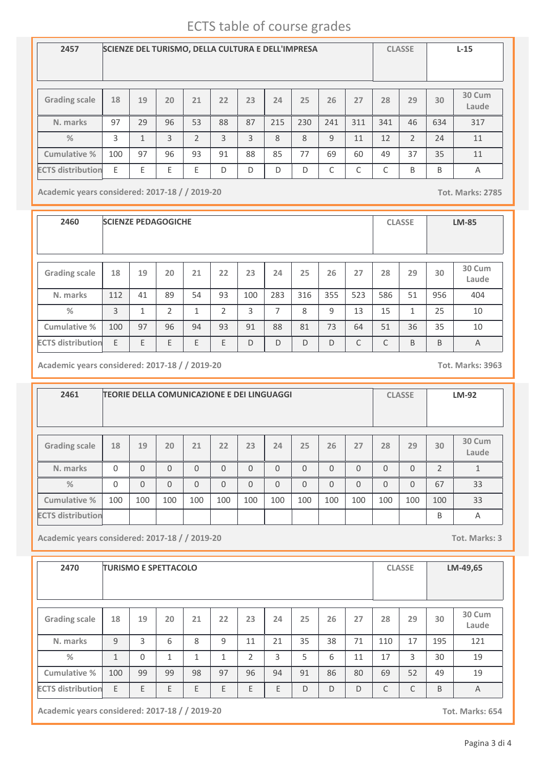# ECTS table of course grades

| 2457 | SCIENZE DEL TURISMO, DELLA CULTURA E DELL'IMPRESA | CLASSE | L-15 |
|---|---|---|---|

| Grading scale | 18 | 19 | 20 | 21 | 22 | 23 | 24 | 25 | 26 | 27 | 28 | 29 | 30 | 30 Cum Laude |
|---|---|---|---|---|---|---|---|---|---|---|---|---|---|---|
| N. marks | 97 | 29 | 96 | 53 | 88 | 87 | 215 | 230 | 241 | 311 | 341 | 46 | 634 | 317 |
| % | 3 | 1 | 3 | 2 | 3 | 3 | 8 | 8 | 9 | 11 | 12 | 2 | 24 | 11 |
| Cumulative % | 100 | 97 | 96 | 93 | 91 | 88 | 85 | 77 | 69 | 60 | 49 | 37 | 35 | 11 |
| ECTS distribution | E | E | E | E | D | D | D | D | C | C | C | B | B | A |

**Academic years considered: 2017-18 / / 2019-20** **Tot. Marks: 2785**

| 2460 | SCIENZE PEDAGOGICHE | CLASSE | LM-85 |
|---|---|---|---|

| Grading scale | 18 | 19 | 20 | 21 | 22 | 23 | 24 | 25 | 26 | 27 | 28 | 29 | 30 | 30 Cum Laude |
|---|---|---|---|---|---|---|---|---|---|---|---|---|---|---|
| N. marks | 112 | 41 | 89 | 54 | 93 | 100 | 283 | 316 | 355 | 523 | 586 | 51 | 956 | 404 |
| % | 3 | 1 | 2 | 1 | 2 | 3 | 7 | 8 | 9 | 13 | 15 | 1 | 25 | 10 |
| Cumulative % | 100 | 97 | 96 | 94 | 93 | 91 | 88 | 81 | 73 | 64 | 51 | 36 | 35 | 10 |
| ECTS distribution | E | E | E | E | E | D | D | D | D | C | C | B | B | A |

**Academic years considered: 2017-18 / / 2019-20** **Tot. Marks: 3963**

| 2461 | TEORIE DELLA COMUNICAZIONE E DEI LINGUAGGI | CLASSE | LM-92 |
|---|---|---|---|

| Grading scale | 18 | 19 | 20 | 21 | 22 | 23 | 24 | 25 | 26 | 27 | 28 | 29 | 30 | 30 Cum Laude |
|---|---|---|---|---|---|---|---|---|---|---|---|---|---|---|
| N. marks | 0 | 0 | 0 | 0 | 0 | 0 | 0 | 0 | 0 | 0 | 0 | 0 | 2 | 1 |
| % | 0 | 0 | 0 | 0 | 0 | 0 | 0 | 0 | 0 | 0 | 0 | 0 | 67 | 33 |
| Cumulative % | 100 | 100 | 100 | 100 | 100 | 100 | 100 | 100 | 100 | 100 | 100 | 100 | 100 | 33 |
| ECTS distribution | | | | | | | | | | | | | B | A |

**Academic years considered: 2017-18 / / 2019-20** **Tot. Marks: 3**

| 2470 | TURISMO E SPETTACOLO | CLASSE | LM-49,65 |
|---|---|---|---|

| Grading scale | 18 | 19 | 20 | 21 | 22 | 23 | 24 | 25 | 26 | 27 | 28 | 29 | 30 | 30 Cum Laude |
|---|---|---|---|---|---|---|---|---|---|---|---|---|---|---|
| N. marks | 9 | 3 | 6 | 8 | 9 | 11 | 21 | 35 | 38 | 71 | 110 | 17 | 195 | 121 |
| % | 1 | 0 | 1 | 1 | 1 | 2 | 3 | 5 | 6 | 11 | 17 | 3 | 30 | 19 |
| Cumulative % | 100 | 99 | 99 | 98 | 97 | 96 | 94 | 91 | 86 | 80 | 69 | 52 | 49 | 19 |
| ECTS distribution | E | E | E | E | E | E | E | D | D | D | C | C | B | A |

**Academic years considered: 2017-18 / / 2019-20** **Tot. Marks: 654**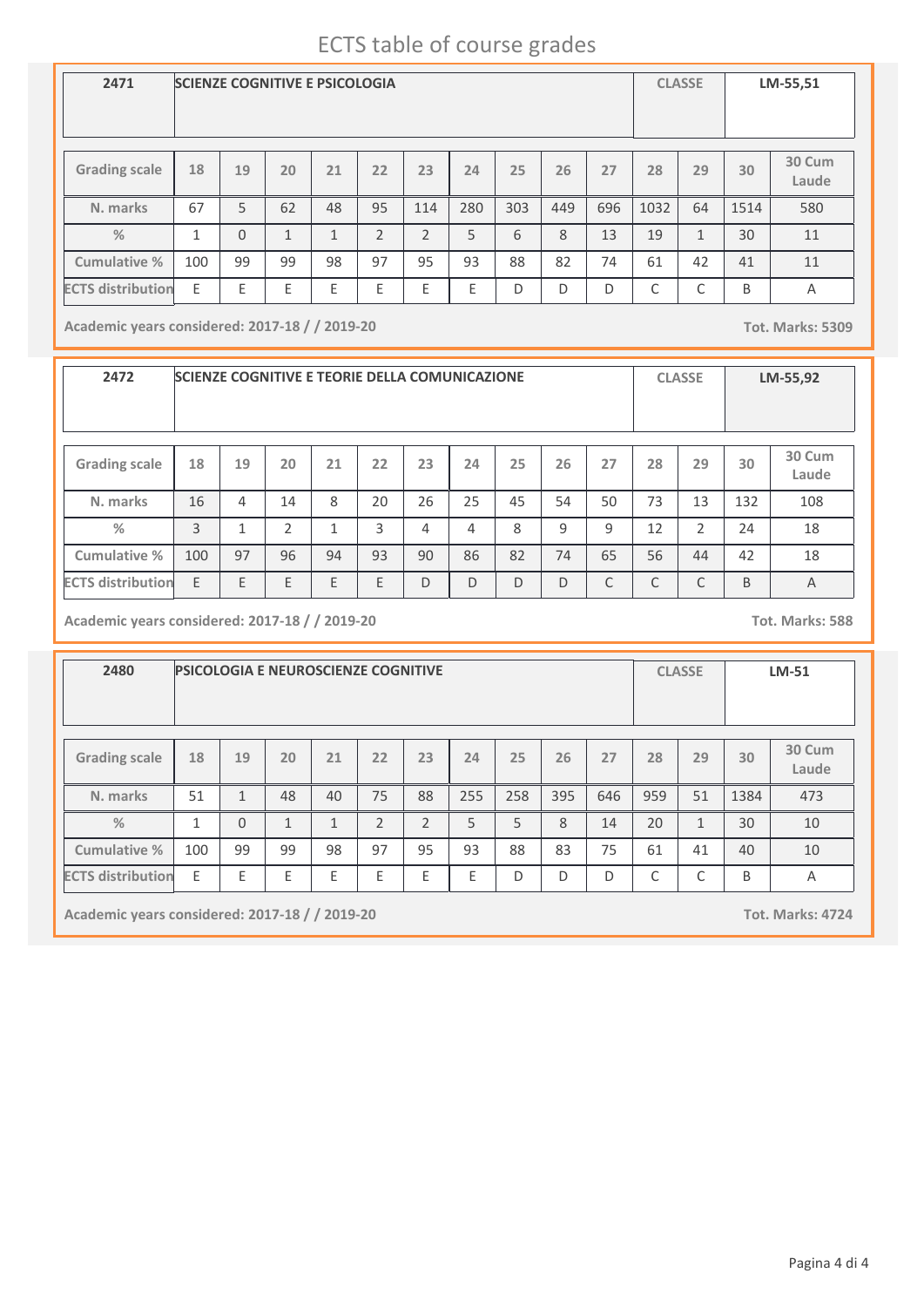# ECTS table of course grades

| 2471 | SCIENZE COGNITIVE E PSICOLOGIA | CLASSE | LM-55,51 |
|---|---|---|---|

| Grading scale | 18 | 19 | 20 | 21 | 22 | 23 | 24 | 25 | 26 | 27 | 28 | 29 | 30 | 30 Cum Laude |
|---|---|---|---|---|---|---|---|---|---|---|---|---|---|---|
| N. marks | 67 | 5 | 62 | 48 | 95 | 114 | 280 | 303 | 449 | 696 | 1032 | 64 | 1514 | 580 |
| % | 1 | 0 | 1 | 1 | 2 | 2 | 5 | 6 | 8 | 13 | 19 | 1 | 30 | 11 |
| Cumulative % | 100 | 99 | 99 | 98 | 97 | 95 | 93 | 88 | 82 | 74 | 61 | 42 | 41 | 11 |
| ECTS distribution | E | E | E | E | E | E | E | D | D | D | C | C | B | A |

**Academic years considered: 2017-18 / / 2019-20** **Tot. Marks: 5309**

| 2472 | SCIENZE COGNITIVE E TEORIE DELLA COMUNICAZIONE | CLASSE | LM-55,92 |
|---|---|---|---|

| Grading scale | 18 | 19 | 20 | 21 | 22 | 23 | 24 | 25 | 26 | 27 | 28 | 29 | 30 | 30 Cum Laude |
|---|---|---|---|---|---|---|---|---|---|---|---|---|---|---|
| N. marks | 16 | 4 | 14 | 8 | 20 | 26 | 25 | 45 | 54 | 50 | 73 | 13 | 132 | 108 |
| % | 3 | 1 | 2 | 1 | 3 | 4 | 4 | 8 | 9 | 9 | 12 | 2 | 24 | 18 |
| Cumulative % | 100 | 97 | 96 | 94 | 93 | 90 | 86 | 82 | 74 | 65 | 56 | 44 | 42 | 18 |
| ECTS distribution | E | E | E | E | E | D | D | D | D | C | C | C | B | A |

**Academic years considered: 2017-18 / / 2019-20** **Tot. Marks: 588**

| 2480 | PSICOLOGIA E NEUROSCIENZE COGNITIVE | CLASSE | LM-51 |
|---|---|---|---|

| Grading scale | 18 | 19 | 20 | 21 | 22 | 23 | 24 | 25 | 26 | 27 | 28 | 29 | 30 | 30 Cum Laude |
|---|---|---|---|---|---|---|---|---|---|---|---|---|---|---|
| N. marks | 51 | 1 | 48 | 40 | 75 | 88 | 255 | 258 | 395 | 646 | 959 | 51 | 1384 | 473 |
| % | 1 | 0 | 1 | 1 | 2 | 2 | 5 | 5 | 8 | 14 | 20 | 1 | 30 | 10 |
| Cumulative % | 100 | 99 | 99 | 98 | 97 | 95 | 93 | 88 | 83 | 75 | 61 | 41 | 40 | 10 |
| ECTS distribution | E | E | E | E | E | E | E | D | D | D | C | C | B | A |

**Academic years considered: 2017-18 / / 2019-20** **Tot. Marks: 4724**